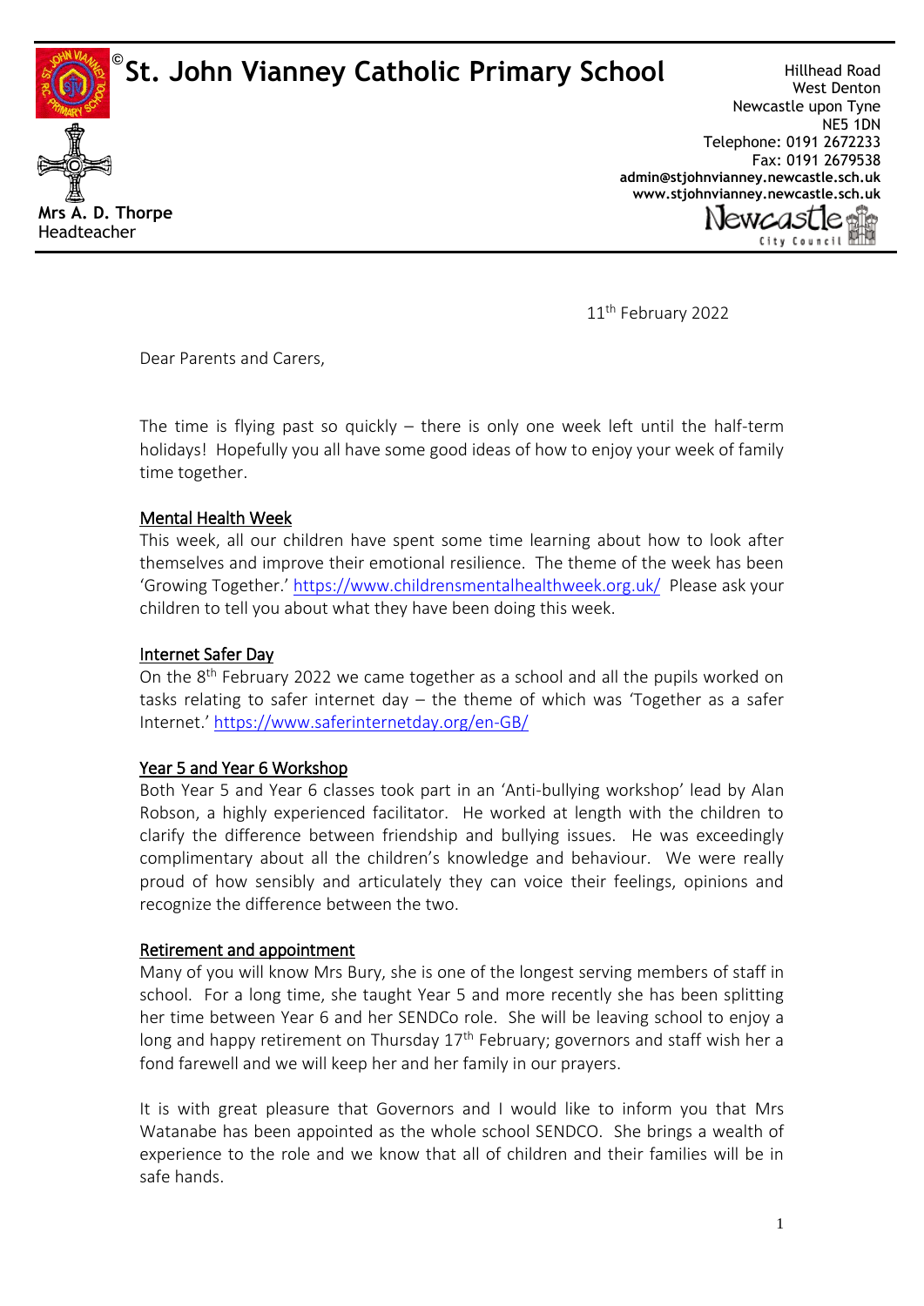# St. John Vianney Catholic Primary School

**Mrs A. D. Thorpe**
Headteacher

Hillhead Road
West Denton
Newcastle upon Tyne
NE5 1DN
Telephone: 0191 2672233
Fax: 0191 2679538
**admin@stjohnvianney.newcastle.sch.uk**
**www.stjohnvianney.newcastle.sch.uk**

11th February 2022

Dear Parents and Carers,

The time is flying past so quickly – there is only one week left until the half-term holidays! Hopefully you all have some good ideas of how to enjoy your week of family time together.

**Mental Health Week**

This week, all our children have spent some time learning about how to look after themselves and improve their emotional resilience. The theme of the week has been 'Growing Together.' https://www.childrensmentalhealthweek.org.uk/ Please ask your children to tell you about what they have been doing this week.

**Internet Safer Day**

On the 8th February 2022 we came together as a school and all the pupils worked on tasks relating to safer internet day – the theme of which was 'Together as a safer Internet.' https://www.saferinternetday.org/en-GB/

**Year 5 and Year 6 Workshop**

Both Year 5 and Year 6 classes took part in an 'Anti-bullying workshop' lead by Alan Robson, a highly experienced facilitator. He worked at length with the children to clarify the difference between friendship and bullying issues. He was exceedingly complimentary about all the children's knowledge and behaviour. We were really proud of how sensibly and articulately they can voice their feelings, opinions and recognize the difference between the two.

**Retirement and appointment**

Many of you will know Mrs Bury, she is one of the longest serving members of staff in school. For a long time, she taught Year 5 and more recently she has been splitting her time between Year 6 and her SENDCo role. She will be leaving school to enjoy a long and happy retirement on Thursday 17th February; governors and staff wish her a fond farewell and we will keep her and her family in our prayers.

It is with great pleasure that Governors and I would like to inform you that Mrs Watanabe has been appointed as the whole school SENDCO. She brings a wealth of experience to the role and we know that all of children and their families will be in safe hands.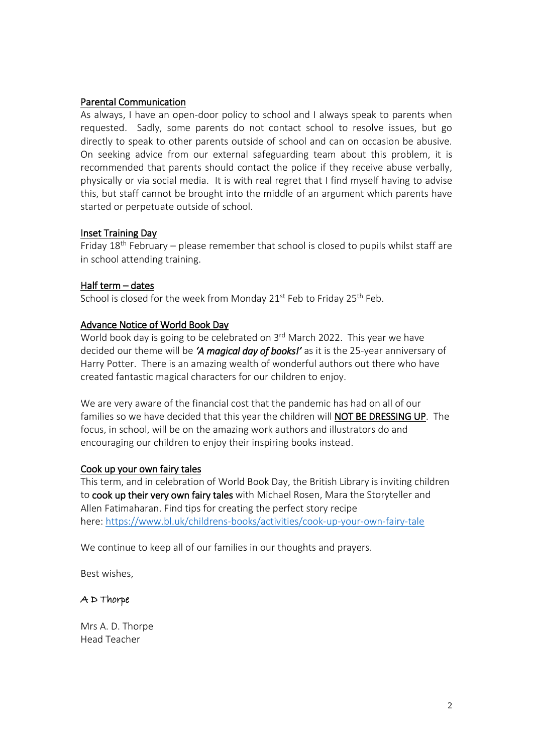## Parental Communication

As always, I have an open-door policy to school and I always speak to parents when requested. Sadly, some parents do not contact school to resolve issues, but go directly to speak to other parents outside of school and can on occasion be abusive. On seeking advice from our external safeguarding team about this problem, it is recommended that parents should contact the police if they receive abuse verbally, physically or via social media. It is with real regret that I find myself having to advise this, but staff cannot be brought into the middle of an argument which parents have started or perpetuate outside of school.

## Inset Training Day

Friday 18th February – please remember that school is closed to pupils whilst staff are in school attending training.

## Half term – dates

School is closed for the week from Monday 21st Feb to Friday 25th Feb.

## Advance Notice of World Book Day

World book day is going to be celebrated on 3rd March 2022. This year we have decided our theme will be ***'A magical day of books!'*** as it is the 25-year anniversary of Harry Potter. There is an amazing wealth of wonderful authors out there who have created fantastic magical characters for our children to enjoy.

We are very aware of the financial cost that the pandemic has had on all of our families so we have decided that this year the children will **NOT BE DRESSING UP**. The focus, in school, will be on the amazing work authors and illustrators do and encouraging our children to enjoy their inspiring books instead.

## Cook up your own fairy tales

This term, and in celebration of World Book Day, the British Library is inviting children to **cook up their very own fairy tales** with Michael Rosen, Mara the Storyteller and Allen Fatimaharan. Find tips for creating the perfect story recipe here: https://www.bl.uk/childrens-books/activities/cook-up-your-own-fairy-tale

We continue to keep all of our families in our thoughts and prayers.

Best wishes,

A D Thorpe

Mrs A. D. Thorpe
Head Teacher